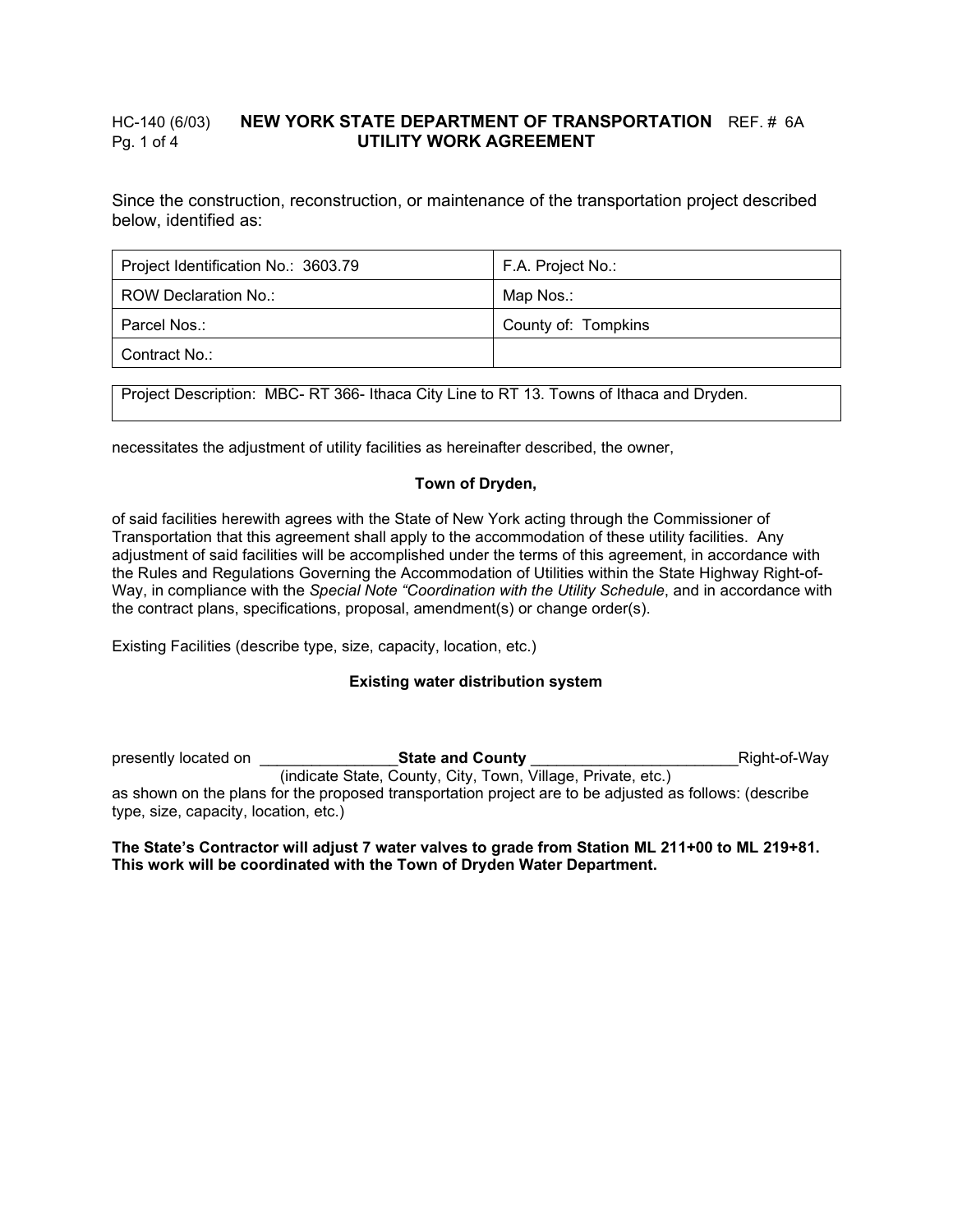HC-140 (6/03) **NEW YORK STATE DEPARTMENT OF TRANSPORTATION** REF. # 6A

**UTILITY WORK AGREEMENT**

Since the construction, reconstruction, or maintenance of the transportation project described below, identified as:

| Project Identification No.: 3603.79 | F.A. Project No.: |
|---|---|
| ROW Declaration No.: | Map Nos.: |
| Parcel Nos.: | County of: Tompkins |
| Contract No.: | |

| Project Description: MBC- RT 366- Ithaca City Line to RT 13. Towns of Ithaca and Dryden. |
|---|

necessitates the adjustment of utility facilities as hereinafter described, the owner,

**Town of Dryden,**

of said facilities herewith agrees with the State of New York acting through the Commissioner of Transportation that this agreement shall apply to the accommodation of these utility facilities. Any adjustment of said facilities will be accomplished under the terms of this agreement, in accordance with the Rules and Regulations Governing the Accommodation of Utilities within the State Highway Right-of-Way, in compliance with the *Special Note "Coordination with the Utility Schedule*, and in accordance with the contract plans, specifications, proposal, amendment(s) or change order(s).

Existing Facilities (describe type, size, capacity, location, etc.)

**Existing water distribution system**

presently located on ________________**State and County** ________________________Right-of-Way
(indicate State, County, City, Town, Village, Private, etc.)
as shown on the plans for the proposed transportation project are to be adjusted as follows: (describe type, size, capacity, location, etc.)

**The State's Contractor will adjust 7 water valves to grade from Station ML 211+00 to ML 219+81. This work will be coordinated with the Town of Dryden Water Department.**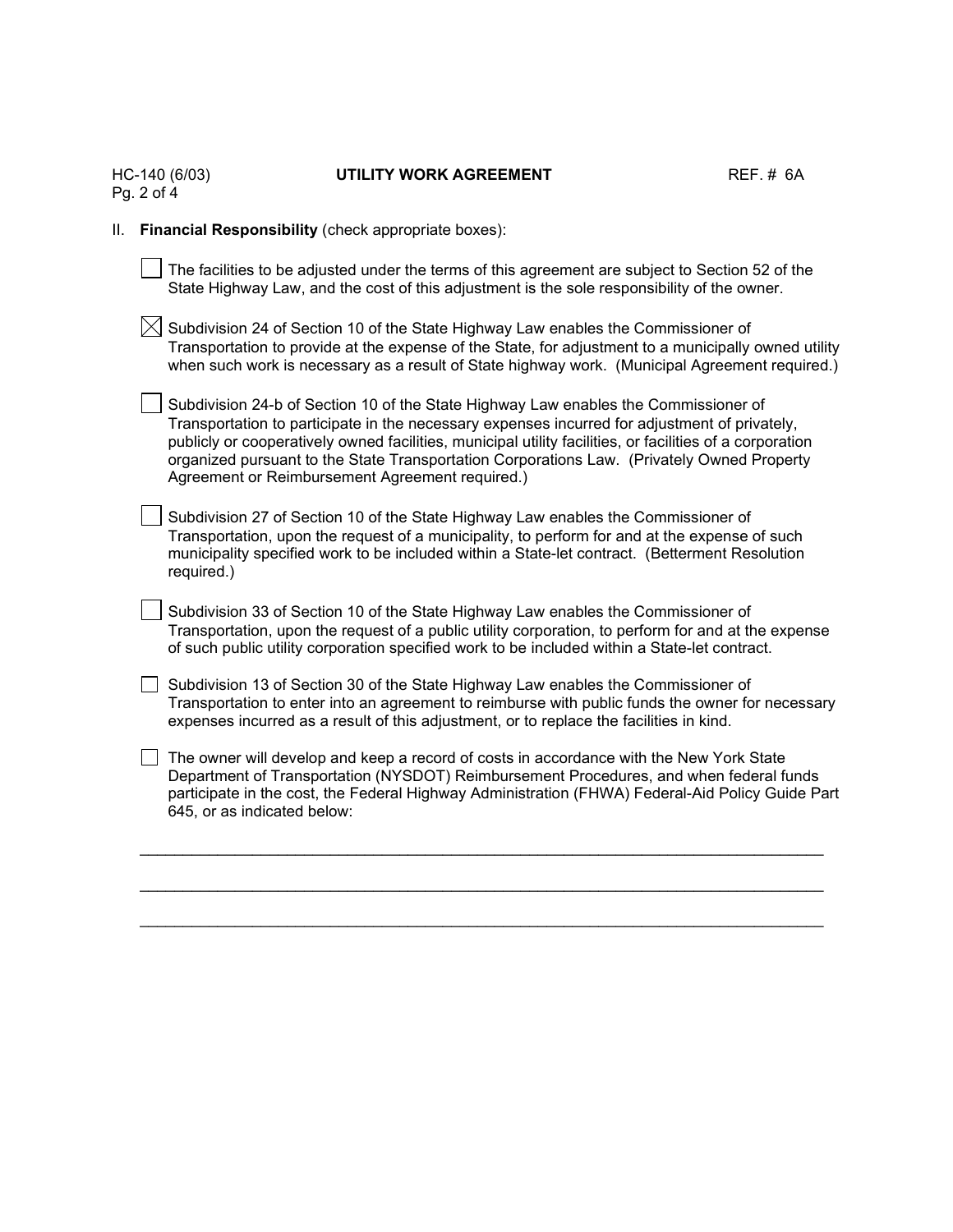## II. **Financial Responsibility** (check appropriate boxes):

- [ ] The facilities to be adjusted under the terms of this agreement are subject to Section 52 of the State Highway Law, and the cost of this adjustment is the sole responsibility of the owner.

- [x] Subdivision 24 of Section 10 of the State Highway Law enables the Commissioner of Transportation to provide at the expense of the State, for adjustment to a municipally owned utility when such work is necessary as a result of State highway work. (Municipal Agreement required.)

- [ ] Subdivision 24-b of Section 10 of the State Highway Law enables the Commissioner of Transportation to participate in the necessary expenses incurred for adjustment of privately, publicly or cooperatively owned facilities, municipal utility facilities, or facilities of a corporation organized pursuant to the State Transportation Corporations Law. (Privately Owned Property Agreement or Reimbursement Agreement required.)

- [ ] Subdivision 27 of Section 10 of the State Highway Law enables the Commissioner of Transportation, upon the request of a municipality, to perform for and at the expense of such municipality specified work to be included within a State-let contract. (Betterment Resolution required.)

- [ ] Subdivision 33 of Section 10 of the State Highway Law enables the Commissioner of Transportation, upon the request of a public utility corporation, to perform for and at the expense of such public utility corporation specified work to be included within a State-let contract.

- [ ] Subdivision 13 of Section 30 of the State Highway Law enables the Commissioner of Transportation to enter into an agreement to reimburse with public funds the owner for necessary expenses incurred as a result of this adjustment, or to replace the facilities in kind.

- [ ] The owner will develop and keep a record of costs in accordance with the New York State Department of Transportation (NYSDOT) Reimbursement Procedures, and when federal funds participate in the cost, the Federal Highway Administration (FHWA) Federal-Aid Policy Guide Part 645, or as indicated below:

______________________________________________________________________________

______________________________________________________________________________

______________________________________________________________________________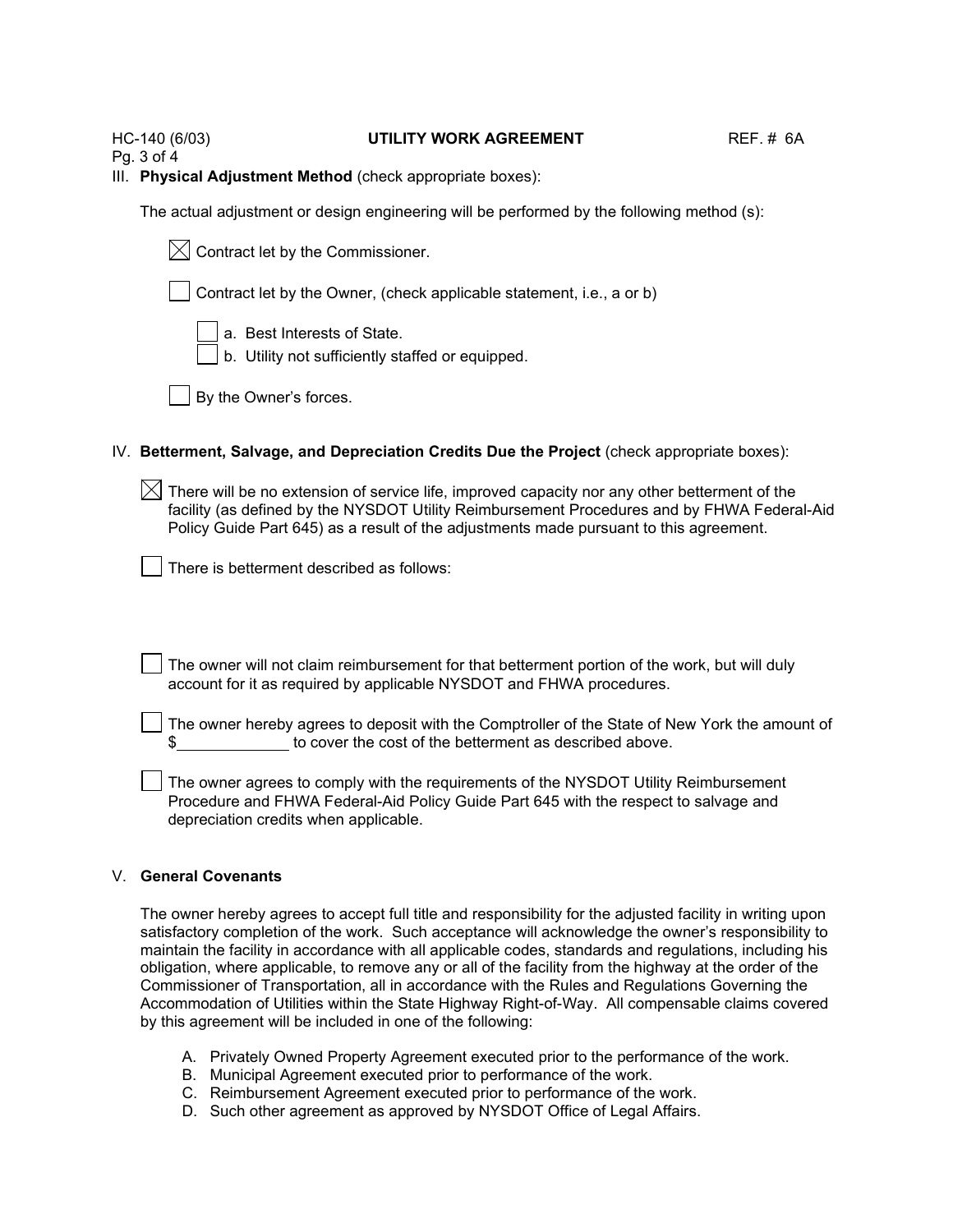### III. **Physical Adjustment Method** (check appropriate boxes):

The actual adjustment or design engineering will be performed by the following method (s):

- [x] Contract let by the Commissioner.
- [ ] Contract let by the Owner, (check applicable statement, i.e., a or b)
  - [ ] a. Best Interests of State.
  - [ ] b. Utility not sufficiently staffed or equipped.
- [ ] By the Owner's forces.

### IV. **Betterment, Salvage, and Depreciation Credits Due the Project** (check appropriate boxes):

- [x] There will be no extension of service life, improved capacity nor any other betterment of the facility (as defined by the NYSDOT Utility Reimbursement Procedures and by FHWA Federal-Aid Policy Guide Part 645) as a result of the adjustments made pursuant to this agreement.
- [ ] There is betterment described as follows:

- [ ] The owner will not claim reimbursement for that betterment portion of the work, but will duly account for it as required by applicable NYSDOT and FHWA procedures.
- [ ] The owner hereby agrees to deposit with the Comptroller of the State of New York the amount of $\_\_\_\_\_\_\_\_\_\_\_\_\_ to cover the cost of the betterment as described above.
- [ ] The owner agrees to comply with the requirements of the NYSDOT Utility Reimbursement Procedure and FHWA Federal-Aid Policy Guide Part 645 with the respect to salvage and depreciation credits when applicable.

### V. **General Covenants**

The owner hereby agrees to accept full title and responsibility for the adjusted facility in writing upon satisfactory completion of the work. Such acceptance will acknowledge the owner's responsibility to maintain the facility in accordance with all applicable codes, standards and regulations, including his obligation, where applicable, to remove any or all of the facility from the highway at the order of the Commissioner of Transportation, all in accordance with the Rules and Regulations Governing the Accommodation of Utilities within the State Highway Right-of-Way. All compensable claims covered by this agreement will be included in one of the following:

A. Privately Owned Property Agreement executed prior to the performance of the work.
B. Municipal Agreement executed prior to performance of the work.
C. Reimbursement Agreement executed prior to performance of the work.
D. Such other agreement as approved by NYSDOT Office of Legal Affairs.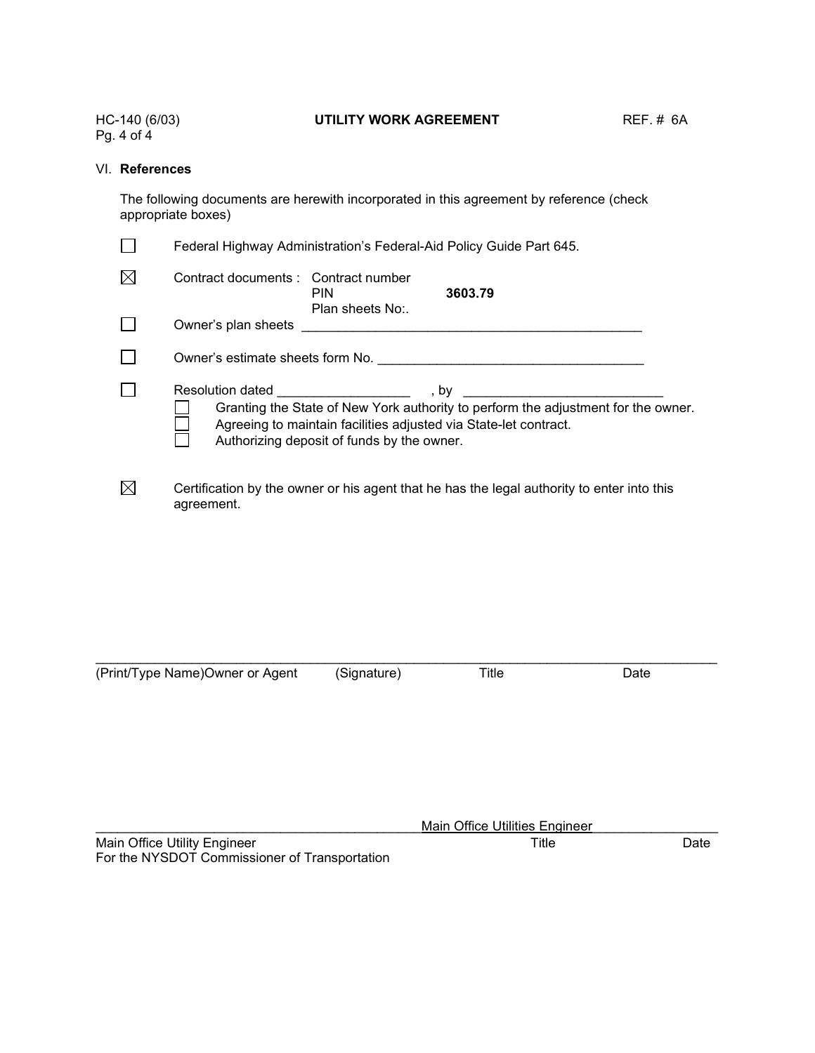HC-140 (6/03) **UTILITY WORK AGREEMENT** REF. # 6A

## VI. References

The following documents are herewith incorporated in this agreement by reference (check appropriate boxes)

- ☐ Federal Highway Administration's Federal-Aid Policy Guide Part 645.
- ☒ Contract documents : Contract number
  PIN **3603.79**
  Plan sheets No:.
- ☐ Owner's plan sheets ______________________________________________
- ☐ Owner's estimate sheets form No. ____________________________________
- ☐ Resolution dated __________________ , by ___________________________
  - ☐ Granting the State of New York authority to perform the adjustment for the owner.
  - ☐ Agreeing to maintain facilities adjusted via State-let contract.
  - ☐ Authorizing deposit of funds by the owner.
- ☒ Certification by the owner or his agent that he has the legal authority to enter into this agreement.

_____________________________________________________________________________________

(Print/Type Name)Owner or Agent (Signature) Title Date

_____________________________________________ Main Office Utilities Engineer ________________

Main Office Utility Engineer Title Date

For the NYSDOT Commissioner of Transportation